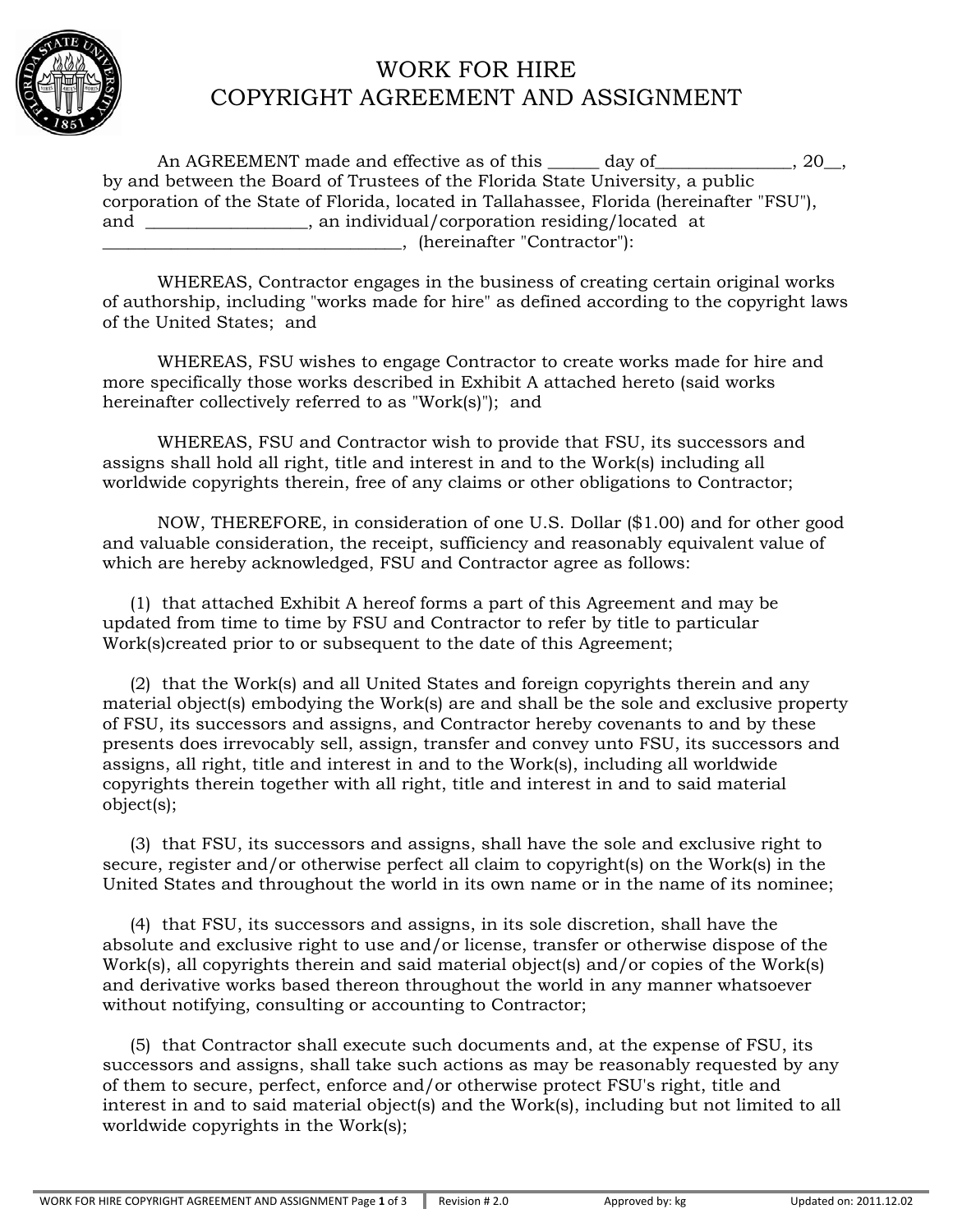# WORK FOR HIRE
# COPYRIGHT AGREEMENT AND ASSIGNMENT

An AGREEMENT made and effective as of this ______ day of________________, 20__, by and between the Board of Trustees of the Florida State University, a public corporation of the State of Florida, located in Tallahassee, Florida (hereinafter "FSU"), and ___________________, an individual/corporation residing/located at ___________________________________, (hereinafter "Contractor"):

WHEREAS, Contractor engages in the business of creating certain original works of authorship, including "works made for hire" as defined according to the copyright laws of the United States; and

WHEREAS, FSU wishes to engage Contractor to create works made for hire and more specifically those works described in Exhibit A attached hereto (said works hereinafter collectively referred to as "Work(s)"); and

WHEREAS, FSU and Contractor wish to provide that FSU, its successors and assigns shall hold all right, title and interest in and to the Work(s) including all worldwide copyrights therein, free of any claims or other obligations to Contractor;

NOW, THEREFORE, in consideration of one U.S. Dollar ($1.00) and for other good and valuable consideration, the receipt, sufficiency and reasonably equivalent value of which are hereby acknowledged, FSU and Contractor agree as follows:

(1) that attached Exhibit A hereof forms a part of this Agreement and may be updated from time to time by FSU and Contractor to refer by title to particular Work(s)created prior to or subsequent to the date of this Agreement;

(2) that the Work(s) and all United States and foreign copyrights therein and any material object(s) embodying the Work(s) are and shall be the sole and exclusive property of FSU, its successors and assigns, and Contractor hereby covenants to and by these presents does irrevocably sell, assign, transfer and convey unto FSU, its successors and assigns, all right, title and interest in and to the Work(s), including all worldwide copyrights therein together with all right, title and interest in and to said material object(s);

(3) that FSU, its successors and assigns, shall have the sole and exclusive right to secure, register and/or otherwise perfect all claim to copyright(s) on the Work(s) in the United States and throughout the world in its own name or in the name of its nominee;

(4) that FSU, its successors and assigns, in its sole discretion, shall have the absolute and exclusive right to use and/or license, transfer or otherwise dispose of the Work(s), all copyrights therein and said material object(s) and/or copies of the Work(s) and derivative works based thereon throughout the world in any manner whatsoever without notifying, consulting or accounting to Contractor;

(5) that Contractor shall execute such documents and, at the expense of FSU, its successors and assigns, shall take such actions as may be reasonably requested by any of them to secure, perfect, enforce and/or otherwise protect FSU's right, title and interest in and to said material object(s) and the Work(s), including but not limited to all worldwide copyrights in the Work(s);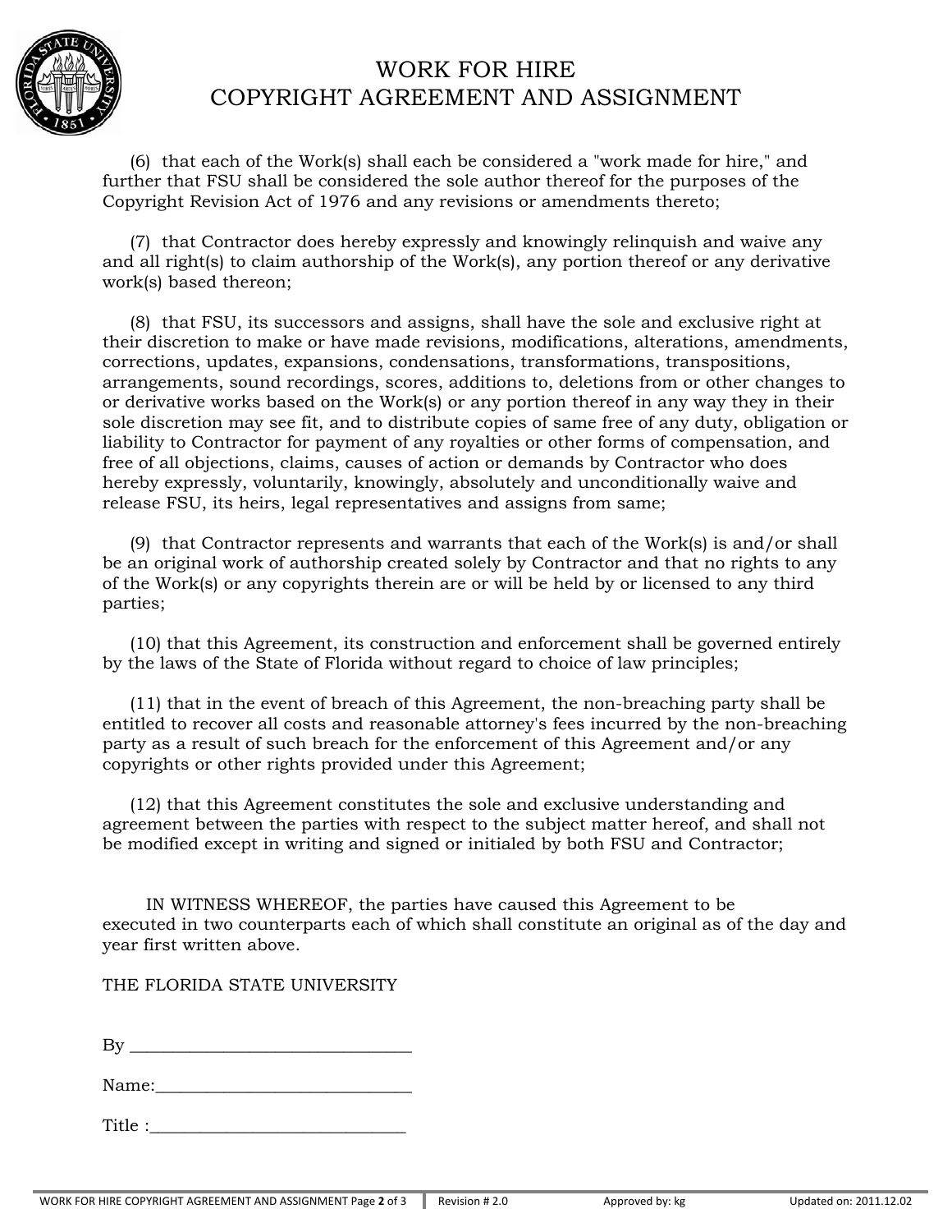# WORK FOR HIRE
# COPYRIGHT AGREEMENT AND ASSIGNMENT

(6) that each of the Work(s) shall each be considered a "work made for hire," and further that FSU shall be considered the sole author thereof for the purposes of the Copyright Revision Act of 1976 and any revisions or amendments thereto;

(7) that Contractor does hereby expressly and knowingly relinquish and waive any and all right(s) to claim authorship of the Work(s), any portion thereof or any derivative work(s) based thereon;

(8) that FSU, its successors and assigns, shall have the sole and exclusive right at their discretion to make or have made revisions, modifications, alterations, amendments, corrections, updates, expansions, condensations, transformations, transpositions, arrangements, sound recordings, scores, additions to, deletions from or other changes to or derivative works based on the Work(s) or any portion thereof in any way they in their sole discretion may see fit, and to distribute copies of same free of any duty, obligation or liability to Contractor for payment of any royalties or other forms of compensation, and free of all objections, claims, causes of action or demands by Contractor who does hereby expressly, voluntarily, knowingly, absolutely and unconditionally waive and release FSU, its heirs, legal representatives and assigns from same;

(9) that Contractor represents and warrants that each of the Work(s) is and/or shall be an original work of authorship created solely by Contractor and that no rights to any of the Work(s) or any copyrights therein are or will be held by or licensed to any third parties;

(10) that this Agreement, its construction and enforcement shall be governed entirely by the laws of the State of Florida without regard to choice of law principles;

(11) that in the event of breach of this Agreement, the non-breaching party shall be entitled to recover all costs and reasonable attorney's fees incurred by the non-breaching party as a result of such breach for the enforcement of this Agreement and/or any copyrights or other rights provided under this Agreement;

(12) that this Agreement constitutes the sole and exclusive understanding and agreement between the parties with respect to the subject matter hereof, and shall not be modified except in writing and signed or initialed by both FSU and Contractor;

IN WITNESS WHEREOF, the parties have caused this Agreement to be executed in two counterparts each of which shall constitute an original as of the day and year first written above.

THE FLORIDA STATE UNIVERSITY

By _______________________________

Name:_____________________________

Title :____________________________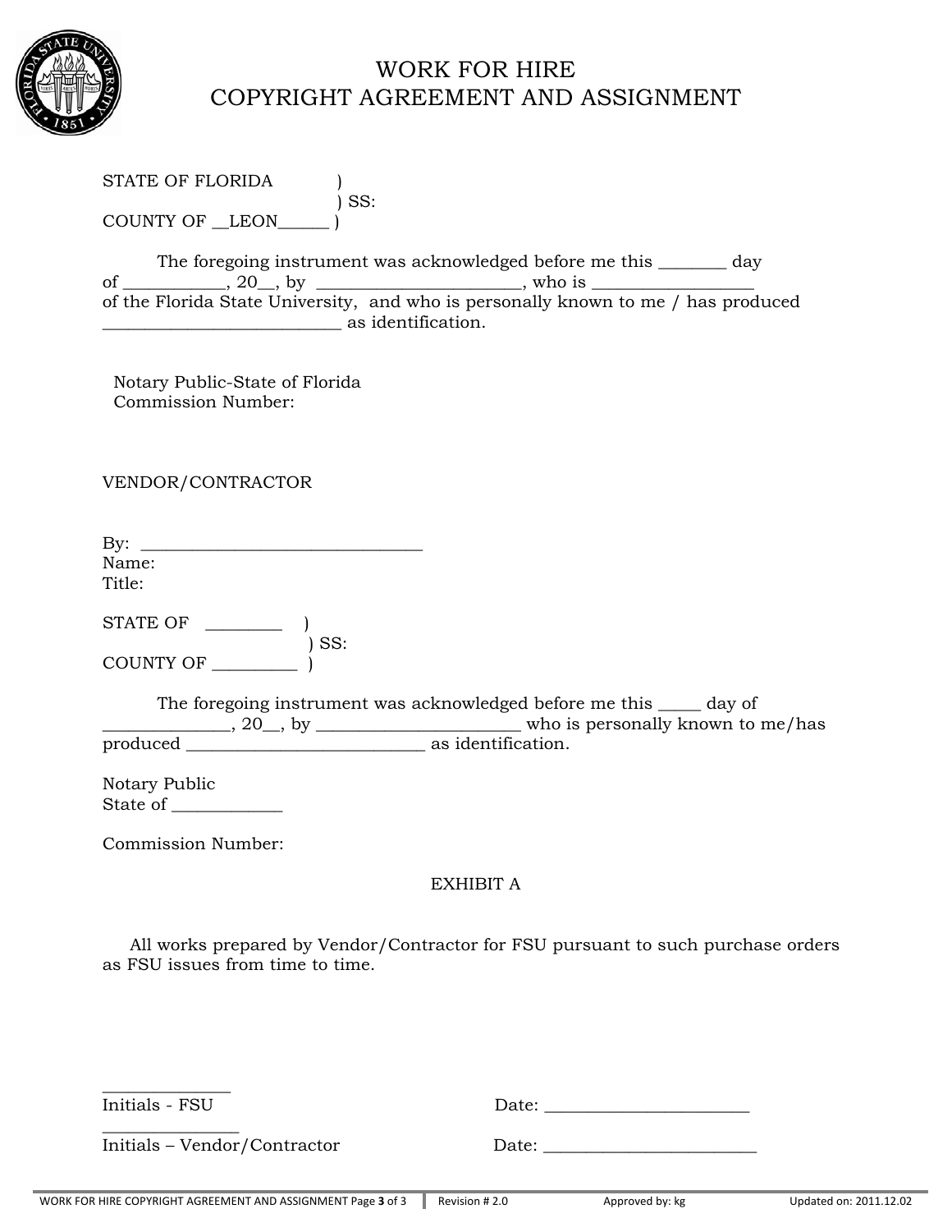# WORK FOR HIRE
# COPYRIGHT AGREEMENT AND ASSIGNMENT

STATE OF FLORIDA )
) SS:
COUNTY OF __LEON______ )

The foregoing instrument was acknowledged before me this ________ day of ___________, 20__, by ________________________, who is __________________ of the Florida State University, and who is personally known to me / has produced ___________________________ as identification.

Notary Public-State of Florida
Commission Number:

VENDOR/CONTRACTOR

By: ________________________________
Name:
Title:

STATE OF ________ )
) SS:
COUNTY OF _________ )

The foregoing instrument was acknowledged before me this _____ day of ______________, 20__, by ______________________ who is personally known to me/has produced ___________________________ as identification.

Notary Public
State of ____________

Commission Number:

EXHIBIT A

All works prepared by Vendor/Contractor for FSU pursuant to such purchase orders as FSU issues from time to time.

_______________
Initials - FSU Date: ________________________

________________
Initials – Vendor/Contractor Date: ________________________